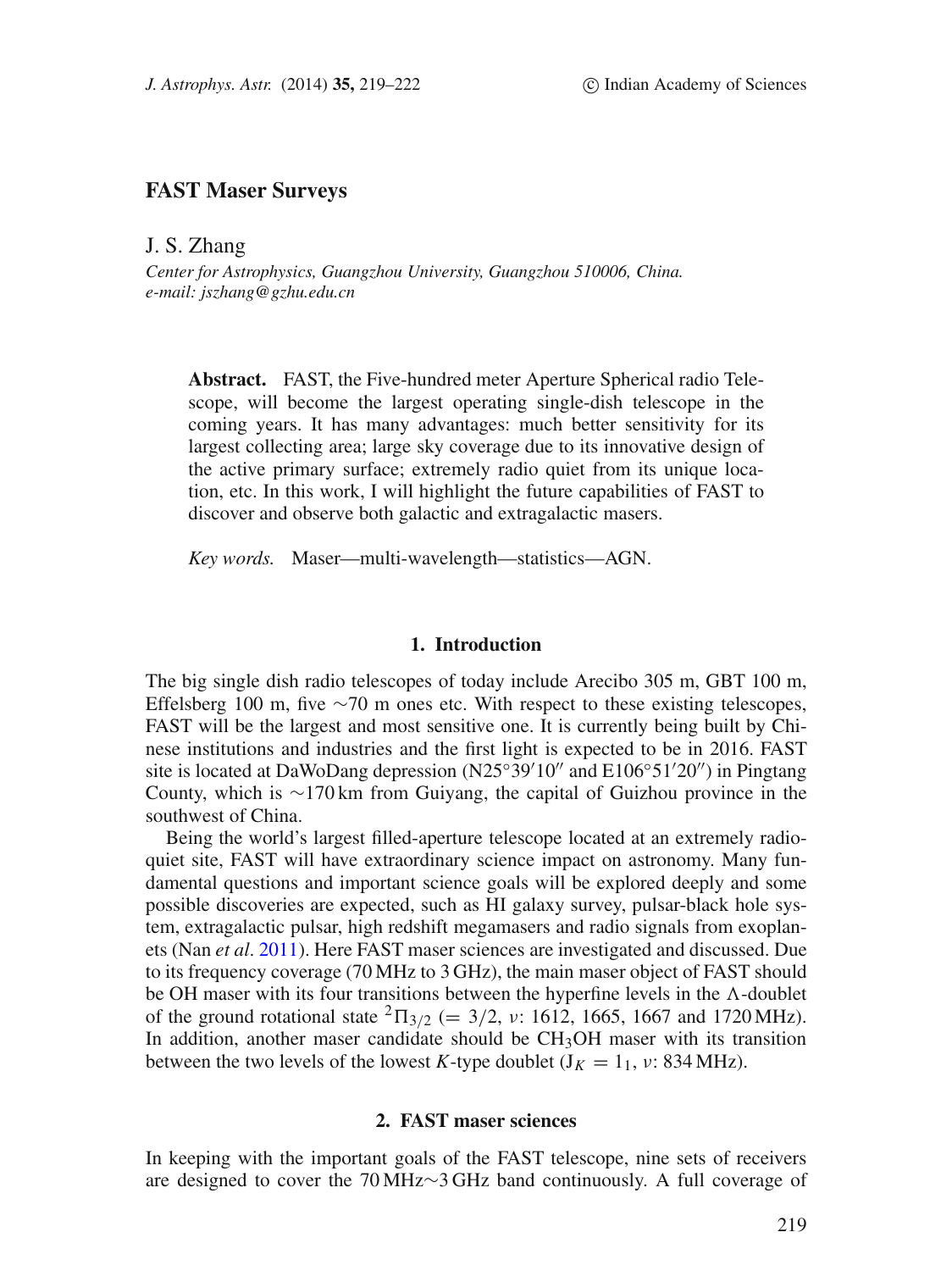# FAST Maser Surveys

J. S. Zhang

*Center for Astrophysics, Guangzhou University, Guangzhou 510006, China.*
*e-mail: jszhang@gzhu.edu.cn*

**Abstract.** FAST, the Five-hundred meter Aperture Spherical radio Telescope, will become the largest operating single-dish telescope in the coming years. It has many advantages: much better sensitivity for its largest collecting area; large sky coverage due to its innovative design of the active primary surface; extremely radio quiet from its unique location, etc. In this work, I will highlight the future capabilities of FAST to discover and observe both galactic and extragalactic masers.

*Key words.* Maser—multi-wavelength—statistics—AGN.

## 1. Introduction

The big single dish radio telescopes of today include Arecibo 305 m, GBT 100 m, Effelsberg 100 m, five ∼70 m ones etc. With respect to these existing telescopes, FAST will be the largest and most sensitive one. It is currently being built by Chinese institutions and industries and the first light is expected to be in 2016. FAST site is located at DaWoDang depression (N25°39′10″ and E106°51′20″) in Pingtang County, which is ∼170 km from Guiyang, the capital of Guizhou province in the southwest of China.

Being the world's largest filled-aperture telescope located at an extremely radio-quiet site, FAST will have extraordinary science impact on astronomy. Many fundamental questions and important science goals will be explored deeply and some possible discoveries are expected, such as HI galaxy survey, pulsar-black hole system, extragalactic pulsar, high redshift megamasers and radio signals from exoplanets (Nan *et al*. 2011). Here FAST maser sciences are investigated and discussed. Due to its frequency coverage (70 MHz to 3 GHz), the main maser object of FAST should be OH maser with its four transitions between the hyperfine levels in the Λ-doublet of the ground rotational state $^2\Pi_{3/2}$ (= 3/2, $\nu$: 1612, 1665, 1667 and 1720 MHz). In addition, another maser candidate should be $CH_3OH$ maser with its transition between the two levels of the lowest *K*-type doublet ($J_K = 1_1$, $\nu$: 834 MHz).

## 2. FAST maser sciences

In keeping with the important goals of the FAST telescope, nine sets of receivers are designed to cover the 70 MHz∼3 GHz band continuously. A full coverage of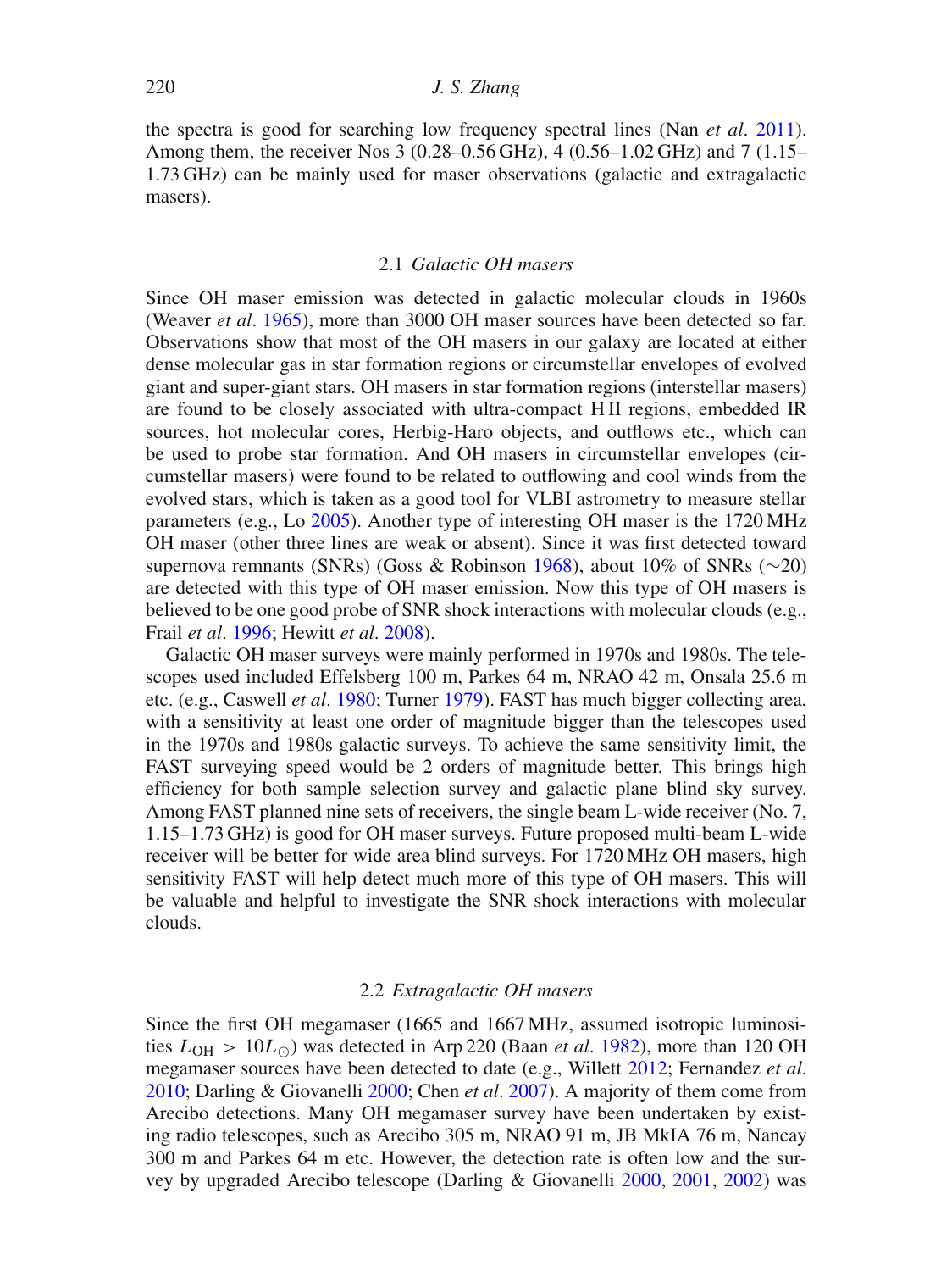the spectra is good for searching low frequency spectral lines (Nan *et al*. 2011). Among them, the receiver Nos 3 (0.28–0.56 GHz), 4 (0.56–1.02 GHz) and 7 (1.15–1.73 GHz) can be mainly used for maser observations (galactic and extragalactic masers).

### 2.1 *Galactic OH masers*

Since OH maser emission was detected in galactic molecular clouds in 1960s (Weaver *et al*. 1965), more than 3000 OH maser sources have been detected so far. Observations show that most of the OH masers in our galaxy are located at either dense molecular gas in star formation regions or circumstellar envelopes of evolved giant and super-giant stars. OH masers in star formation regions (interstellar masers) are found to be closely associated with ultra-compact H II regions, embedded IR sources, hot molecular cores, Herbig-Haro objects, and outflows etc., which can be used to probe star formation. And OH masers in circumstellar envelopes (circumstellar masers) were found to be related to outflowing and cool winds from the evolved stars, which is taken as a good tool for VLBI astrometry to measure stellar parameters (e.g., Lo 2005). Another type of interesting OH maser is the 1720 MHz OH maser (other three lines are weak or absent). Since it was first detected toward supernova remnants (SNRs) (Goss & Robinson 1968), about 10% of SNRs ($\sim$20) are detected with this type of OH maser emission. Now this type of OH masers is believed to be one good probe of SNR shock interactions with molecular clouds (e.g., Frail *et al*. 1996; Hewitt *et al*. 2008).

Galactic OH maser surveys were mainly performed in 1970s and 1980s. The telescopes used included Effelsberg 100 m, Parkes 64 m, NRAO 42 m, Onsala 25.6 m etc. (e.g., Caswell *et al*. 1980; Turner 1979). FAST has much bigger collecting area, with a sensitivity at least one order of magnitude bigger than the telescopes used in the 1970s and 1980s galactic surveys. To achieve the same sensitivity limit, the FAST surveying speed would be 2 orders of magnitude better. This brings high efficiency for both sample selection survey and galactic plane blind sky survey. Among FAST planned nine sets of receivers, the single beam L-wide receiver (No. 7, 1.15–1.73 GHz) is good for OH maser surveys. Future proposed multi-beam L-wide receiver will be better for wide area blind surveys. For 1720 MHz OH masers, high sensitivity FAST will help detect much more of this type of OH masers. This will be valuable and helpful to investigate the SNR shock interactions with molecular clouds.

### 2.2 *Extragalactic OH masers*

Since the first OH megamaser (1665 and 1667 MHz, assumed isotropic luminosities $L_{\rm OH} > 10L_{\odot}$) was detected in Arp 220 (Baan *et al*. 1982), more than 120 OH megamaser sources have been detected to date (e.g., Willett 2012; Fernandez *et al*. 2010; Darling & Giovanelli 2000; Chen *et al*. 2007). A majority of them come from Arecibo detections. Many OH megamaser survey have been undertaken by existing radio telescopes, such as Arecibo 305 m, NRAO 91 m, JB MkIA 76 m, Nancay 300 m and Parkes 64 m etc. However, the detection rate is often low and the survey by upgraded Arecibo telescope (Darling & Giovanelli 2000, 2001, 2002) was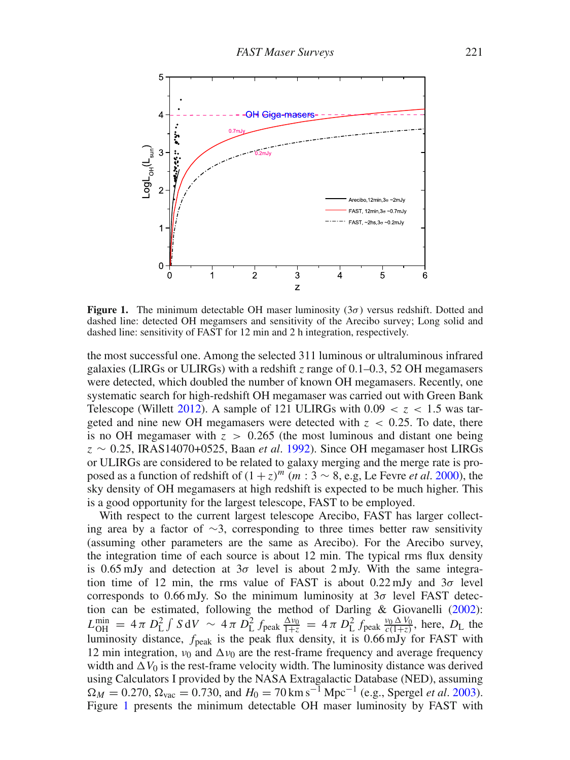**Figure 1.** The minimum detectable OH maser luminosity ($3\sigma$) versus redshift. Dotted and dashed line: detected OH megamsers and sensitivity of the Arecibo survey; Long solid and dashed line: sensitivity of FAST for 12 min and 2 h integration, respectively.

the most successful one. Among the selected 311 luminous or ultraluminous infrared galaxies (LIRGs or ULIRGs) with a redshift $z$ range of 0.1–0.3, 52 OH megamasers were detected, which doubled the number of known OH megamasers. Recently, one systematic search for high-redshift OH megamaser was carried out with Green Bank Telescope (Willett 2012). A sample of 121 ULIRGs with $0.09 < z < 1.5$ was targeted and nine new OH megamasers were detected with $z < 0.25$. To date, there is no OH megamaser with $z > 0.265$ (the most luminous and distant one being $z \sim 0.25$, IRAS14070+0525, Baan *et al*. 1992). Since OH megamaser host LIRGs or ULIRGs are considered to be related to galaxy merging and the merge rate is proposed as a function of redshift of $(1+z)^m$ ($m : 3 \sim 8$, e.g, Le Fevre *et al*. 2000), the sky density of OH megamasers at high redshift is expected to be much higher. This is a good opportunity for the largest telescope, FAST to be employed.

With respect to the current largest telescope Arecibo, FAST has larger collecting area by a factor of $\sim$3, corresponding to three times better raw sensitivity (assuming other parameters are the same as Arecibo). For the Arecibo survey, the integration time of each source is about 12 min. The typical rms flux density is 0.65 mJy and detection at $3\sigma$ level is about 2 mJy. With the same integration time of 12 min, the rms value of FAST is about 0.22 mJy and $3\sigma$ level corresponds to 0.66 mJy. So the minimum luminosity at $3\sigma$ level FAST detection can be estimated, following the method of Darling & Giovanelli (2002): $L_{\rm OH}^{\rm min} = 4\pi D_{\rm L}^2 \int S\,{\rm d}V \sim 4\pi D_{\rm L}^2 f_{\rm peak} \frac{\Delta\nu_0}{1+z} = 4\pi D_{\rm L}^2 f_{\rm peak} \frac{\nu_0 \Delta V_0}{c(1+z)}$, here, $D_{\rm L}$ the luminosity distance, $f_{\rm peak}$ is the peak flux density, it is 0.66 mJy for FAST with 12 min integration, $\nu_0$ and $\Delta\nu_0$ are the rest-frame frequency and average frequency width and $\Delta V_0$ is the rest-frame velocity width. The luminosity distance was derived using Calculators I provided by the NASA Extragalactic Database (NED), assuming $\Omega_M = 0.270$, $\Omega_{\rm vac} = 0.730$, and $H_0 = 70\,{\rm km\,s^{-1}\,Mpc^{-1}}$ (e.g., Spergel *et al*. 2003). Figure 1 presents the minimum detectable OH maser luminosity by FAST with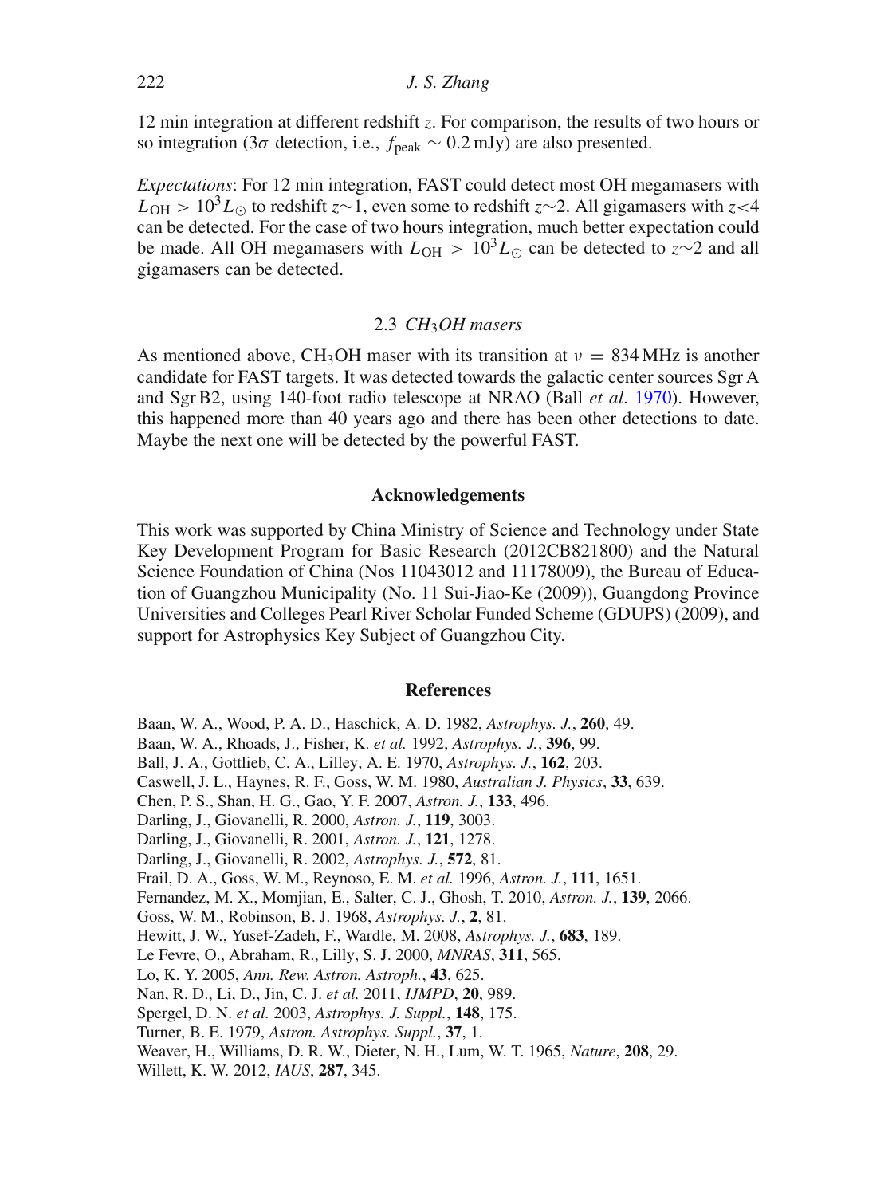12 min integration at different redshift $z$. For comparison, the results of two hours or so integration ($3\sigma$ detection, i.e., $f_{\rm peak} \sim 0.2$ mJy) are also presented.

*Expectations*: For 12 min integration, FAST could detect most OH megamasers with $L_{\rm OH} > 10^3 L_\odot$ to redshift $z{\sim}1$, even some to redshift $z{\sim}2$. All gigamasers with $z{<}4$ can be detected. For the case of two hours integration, much better expectation could be made. All OH megamasers with $L_{\rm OH} > 10^3 L_\odot$ can be detected to $z{\sim}2$ and all gigamasers can be detected.

### 2.3 *$CH_3OH$ masers*

As mentioned above, $CH_3OH$ maser with its transition at $\nu = 834$ MHz is another candidate for FAST targets. It was detected towards the galactic center sources Sgr A and Sgr B2, using 140-foot radio telescope at NRAO (Ball *et al*. 1970). However, this happened more than 40 years ago and there has been other detections to date. Maybe the next one will be detected by the powerful FAST.

## Acknowledgements

This work was supported by China Ministry of Science and Technology under State Key Development Program for Basic Research (2012CB821800) and the Natural Science Foundation of China (Nos 11043012 and 11178009), the Bureau of Education of Guangzhou Municipality (No. 11 Sui-Jiao-Ke (2009)), Guangdong Province Universities and Colleges Pearl River Scholar Funded Scheme (GDUPS) (2009), and support for Astrophysics Key Subject of Guangzhou City.

## References

Baan, W. A., Wood, P. A. D., Haschick, A. D. 1982, *Astrophys. J.*, **260**, 49.
Baan, W. A., Rhoads, J., Fisher, K. *et al.* 1992, *Astrophys. J.*, **396**, 99.
Ball, J. A., Gottlieb, C. A., Lilley, A. E. 1970, *Astrophys. J.*, **162**, 203.
Caswell, J. L., Haynes, R. F., Goss, W. M. 1980, *Australian J. Physics*, **33**, 639.
Chen, P. S., Shan, H. G., Gao, Y. F. 2007, *Astron. J.*, **133**, 496.
Darling, J., Giovanelli, R. 2000, *Astron. J.*, **119**, 3003.
Darling, J., Giovanelli, R. 2001, *Astron. J.*, **121**, 1278.
Darling, J., Giovanelli, R. 2002, *Astrophys. J.*, **572**, 81.
Frail, D. A., Goss, W. M., Reynoso, E. M. *et al.* 1996, *Astron. J.*, **111**, 1651.
Fernandez, M. X., Momjian, E., Salter, C. J., Ghosh, T. 2010, *Astron. J.*, **139**, 2066.
Goss, W. M., Robinson, B. J. 1968, *Astrophys. J.*, **2**, 81.
Hewitt, J. W., Yusef-Zadeh, F., Wardle, M. 2008, *Astrophys. J.*, **683**, 189.
Le Fevre, O., Abraham, R., Lilly, S. J. 2000, *MNRAS*, **311**, 565.
Lo, K. Y. 2005, *Ann. Rew. Astron. Astroph.*, **43**, 625.
Nan, R. D., Li, D., Jin, C. J. *et al.* 2011, *IJMPD*, **20**, 989.
Spergel, D. N. *et al.* 2003, *Astrophys. J. Suppl.*, **148**, 175.
Turner, B. E. 1979, *Astron. Astrophys. Suppl.*, **37**, 1.
Weaver, H., Williams, D. R. W., Dieter, N. H., Lum, W. T. 1965, *Nature*, **208**, 29.
Willett, K. W. 2012, *IAUS*, **287**, 345.